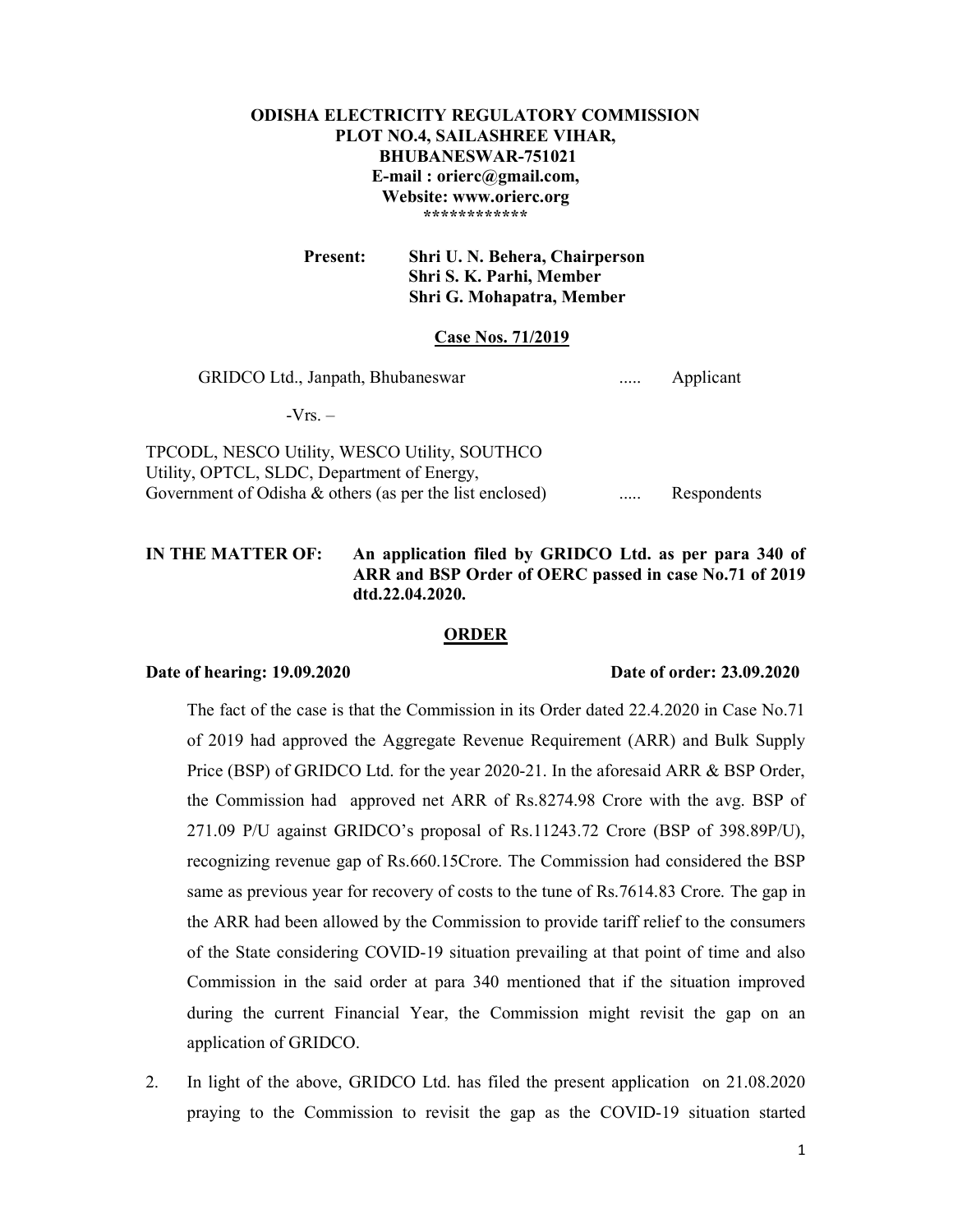**ODISHA ELECTRICITY REGULATORY COMMISSION**
**PLOT NO.4, SAILASHREE VIHAR,**
**BHUBANESWAR-751021**
**E-mail : orierc@gmail.com,**
**Website: www.orierc.org**
************

**Present:** **Shri U. N. Behera, Chairperson**
**Shri S. K. Parhi, Member**
**Shri G. Mohapatra, Member**

**Case Nos. 71/2019**

GRIDCO Ltd., Janpath, Bhubaneswar ..... Applicant

-Vrs. –

TPCODL, NESCO Utility, WESCO Utility, SOUTHCO Utility, OPTCL, SLDC, Department of Energy, Government of Odisha & others (as per the list enclosed) ..... Respondents

**IN THE MATTER OF: An application filed by GRIDCO Ltd. as per para 340 of ARR and BSP Order of OERC passed in case No.71 of 2019 dtd.22.04.2020.**

**ORDER**

**Date of hearing: 19.09.2020** **Date of order: 23.09.2020**

The fact of the case is that the Commission in its Order dated 22.4.2020 in Case No.71 of 2019 had approved the Aggregate Revenue Requirement (ARR) and Bulk Supply Price (BSP) of GRIDCO Ltd. for the year 2020-21. In the aforesaid ARR & BSP Order, the Commission had approved net ARR of Rs.8274.98 Crore with the avg. BSP of 271.09 P/U against GRIDCO's proposal of Rs.11243.72 Crore (BSP of 398.89P/U), recognizing revenue gap of Rs.660.15Crore. The Commission had considered the BSP same as previous year for recovery of costs to the tune of Rs.7614.83 Crore. The gap in the ARR had been allowed by the Commission to provide tariff relief to the consumers of the State considering COVID-19 situation prevailing at that point of time and also Commission in the said order at para 340 mentioned that if the situation improved during the current Financial Year, the Commission might revisit the gap on an application of GRIDCO.

2. In light of the above, GRIDCO Ltd. has filed the present application on 21.08.2020 praying to the Commission to revisit the gap as the COVID-19 situation started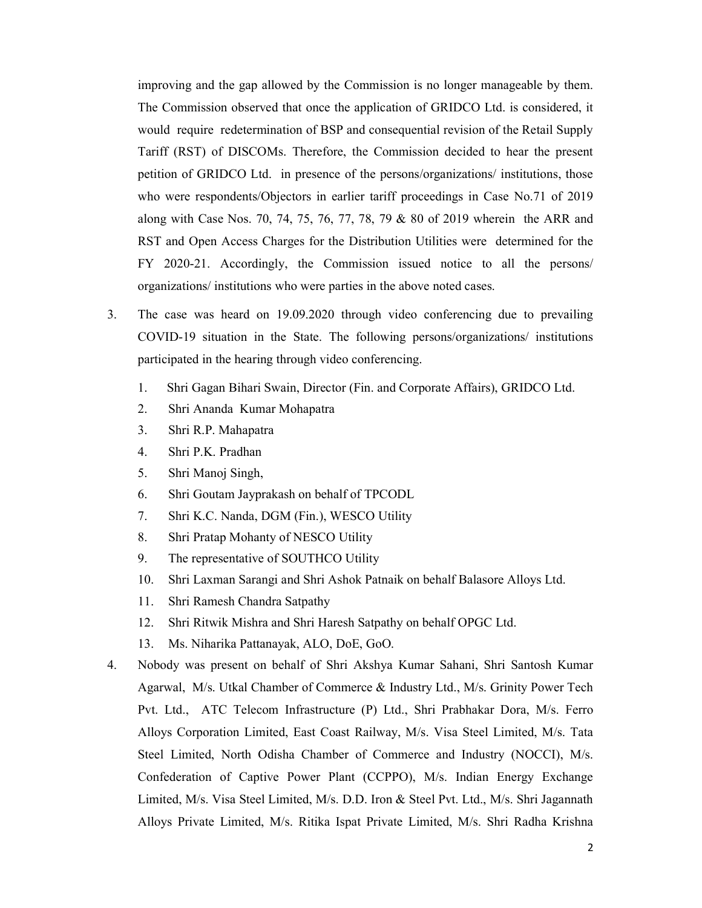improving and the gap allowed by the Commission is no longer manageable by them. The Commission observed that once the application of GRIDCO Ltd. is considered, it would require redetermination of BSP and consequential revision of the Retail Supply Tariff (RST) of DISCOMs. Therefore, the Commission decided to hear the present petition of GRIDCO Ltd. in presence of the persons/organizations/ institutions, those who were respondents/Objectors in earlier tariff proceedings in Case No.71 of 2019 along with Case Nos. 70, 74, 75, 76, 77, 78, 79 & 80 of 2019 wherein the ARR and RST and Open Access Charges for the Distribution Utilities were determined for the FY 2020-21. Accordingly, the Commission issued notice to all the persons/ organizations/ institutions who were parties in the above noted cases.

3. The case was heard on 19.09.2020 through video conferencing due to prevailing COVID-19 situation in the State. The following persons/organizations/ institutions participated in the hearing through video conferencing.

   1. Shri Gagan Bihari Swain, Director (Fin. and Corporate Affairs), GRIDCO Ltd.
   2. Shri Ananda Kumar Mohapatra
   3. Shri R.P. Mahapatra
   4. Shri P.K. Pradhan
   5. Shri Manoj Singh,
   6. Shri Goutam Jayprakash on behalf of TPCODL
   7. Shri K.C. Nanda, DGM (Fin.), WESCO Utility
   8. Shri Pratap Mohanty of NESCO Utility
   9. The representative of SOUTHCO Utility
   10. Shri Laxman Sarangi and Shri Ashok Patnaik on behalf Balasore Alloys Ltd.
   11. Shri Ramesh Chandra Satpathy
   12. Shri Ritwik Mishra and Shri Haresh Satpathy on behalf OPGC Ltd.
   13. Ms. Niharika Pattanayak, ALO, DoE, GoO.

4. Nobody was present on behalf of Shri Akshya Kumar Sahani, Shri Santosh Kumar Agarwal, M/s. Utkal Chamber of Commerce & Industry Ltd., M/s. Grinity Power Tech Pvt. Ltd., ATC Telecom Infrastructure (P) Ltd., Shri Prabhakar Dora, M/s. Ferro Alloys Corporation Limited, East Coast Railway, M/s. Visa Steel Limited, M/s. Tata Steel Limited, North Odisha Chamber of Commerce and Industry (NOCCI), M/s. Confederation of Captive Power Plant (CCPPO), M/s. Indian Energy Exchange Limited, M/s. Visa Steel Limited, M/s. D.D. Iron & Steel Pvt. Ltd., M/s. Shri Jagannath Alloys Private Limited, M/s. Ritika Ispat Private Limited, M/s. Shri Radha Krishna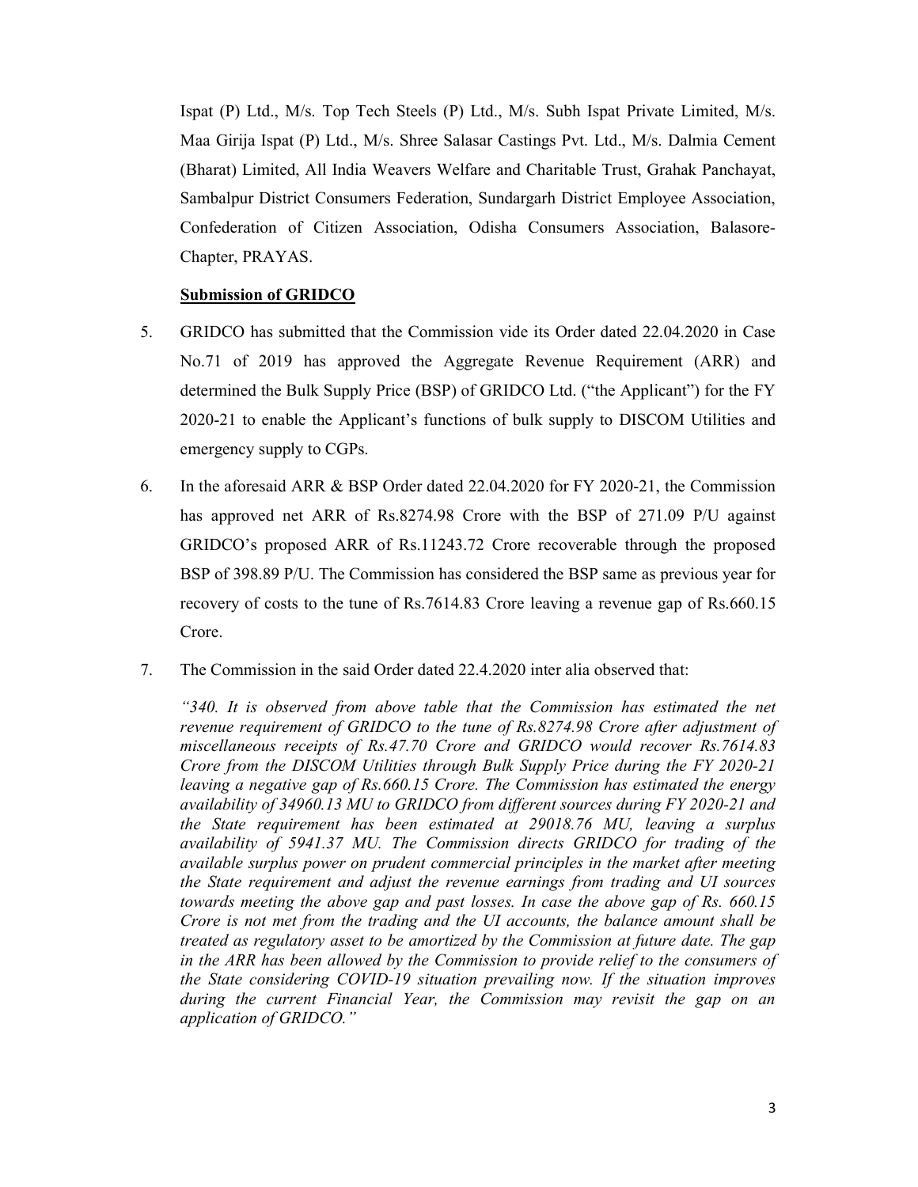Ispat (P) Ltd., M/s. Top Tech Steels (P) Ltd., M/s. Subh Ispat Private Limited, M/s. Maa Girija Ispat (P) Ltd., M/s. Shree Salasar Castings Pvt. Ltd., M/s. Dalmia Cement (Bharat) Limited, All India Weavers Welfare and Charitable Trust, Grahak Panchayat, Sambalpur District Consumers Federation, Sundargarh District Employee Association, Confederation of Citizen Association, Odisha Consumers Association, Balasore-Chapter, PRAYAS.

**Submission of GRIDCO**

5. GRIDCO has submitted that the Commission vide its Order dated 22.04.2020 in Case No.71 of 2019 has approved the Aggregate Revenue Requirement (ARR) and determined the Bulk Supply Price (BSP) of GRIDCO Ltd. ("the Applicant") for the FY 2020-21 to enable the Applicant's functions of bulk supply to DISCOM Utilities and emergency supply to CGPs.

6. In the aforesaid ARR & BSP Order dated 22.04.2020 for FY 2020-21, the Commission has approved net ARR of Rs.8274.98 Crore with the BSP of 271.09 P/U against GRIDCO's proposed ARR of Rs.11243.72 Crore recoverable through the proposed BSP of 398.89 P/U. The Commission has considered the BSP same as previous year for recovery of costs to the tune of Rs.7614.83 Crore leaving a revenue gap of Rs.660.15 Crore.

7. The Commission in the said Order dated 22.4.2020 inter alia observed that:

*"340. It is observed from above table that the Commission has estimated the net revenue requirement of GRIDCO to the tune of Rs.8274.98 Crore after adjustment of miscellaneous receipts of Rs.47.70 Crore and GRIDCO would recover Rs.7614.83 Crore from the DISCOM Utilities through Bulk Supply Price during the FY 2020-21 leaving a negative gap of Rs.660.15 Crore. The Commission has estimated the energy availability of 34960.13 MU to GRIDCO from different sources during FY 2020-21 and the State requirement has been estimated at 29018.76 MU, leaving a surplus availability of 5941.37 MU. The Commission directs GRIDCO for trading of the available surplus power on prudent commercial principles in the market after meeting the State requirement and adjust the revenue earnings from trading and UI sources towards meeting the above gap and past losses. In case the above gap of Rs. 660.15 Crore is not met from the trading and the UI accounts, the balance amount shall be treated as regulatory asset to be amortized by the Commission at future date. The gap in the ARR has been allowed by the Commission to provide relief to the consumers of the State considering COVID-19 situation prevailing now. If the situation improves during the current Financial Year, the Commission may revisit the gap on an application of GRIDCO."*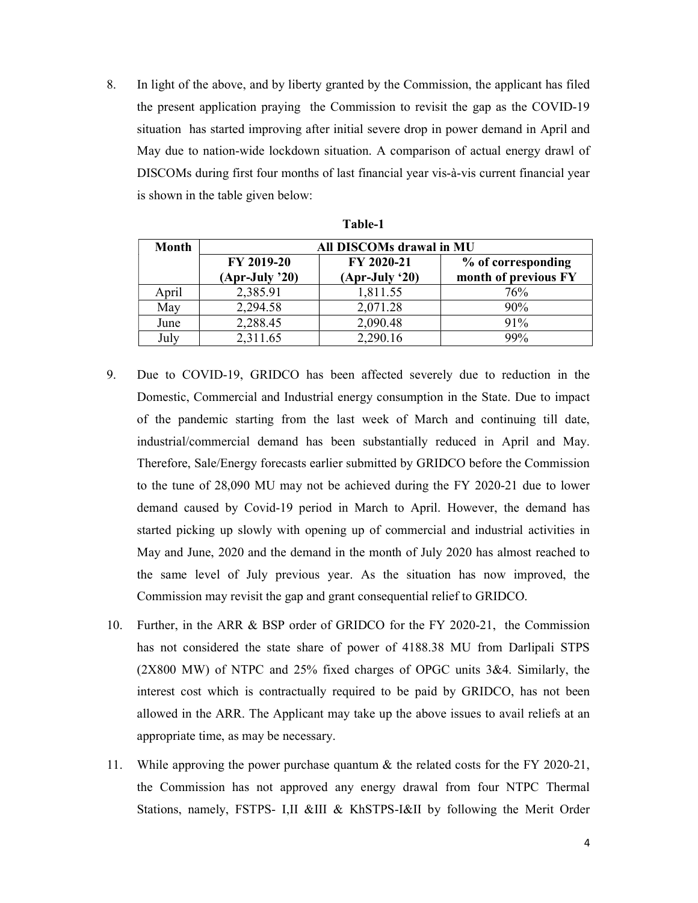8. In light of the above, and by liberty granted by the Commission, the applicant has filed the present application praying the Commission to revisit the gap as the COVID-19 situation has started improving after initial severe drop in power demand in April and May due to nation-wide lockdown situation. A comparison of actual energy drawl of DISCOMs during first four months of last financial year vis-à-vis current financial year is shown in the table given below:

**Table-1**

| Month | All DISCOMs drawal in MU | | |
|---|---|---|---|
| | FY 2019-20 (Apr-July '20) | FY 2020-21 (Apr-July '20) | % of corresponding month of previous FY |
| April | 2,385.91 | 1,811.55 | 76% |
| May | 2,294.58 | 2,071.28 | 90% |
| June | 2,288.45 | 2,090.48 | 91% |
| July | 2,311.65 | 2,290.16 | 99% |

9. Due to COVID-19, GRIDCO has been affected severely due to reduction in the Domestic, Commercial and Industrial energy consumption in the State. Due to impact of the pandemic starting from the last week of March and continuing till date, industrial/commercial demand has been substantially reduced in April and May. Therefore, Sale/Energy forecasts earlier submitted by GRIDCO before the Commission to the tune of 28,090 MU may not be achieved during the FY 2020-21 due to lower demand caused by Covid-19 period in March to April. However, the demand has started picking up slowly with opening up of commercial and industrial activities in May and June, 2020 and the demand in the month of July 2020 has almost reached to the same level of July previous year. As the situation has now improved, the Commission may revisit the gap and grant consequential relief to GRIDCO.

10. Further, in the ARR & BSP order of GRIDCO for the FY 2020-21, the Commission has not considered the state share of power of 4188.38 MU from Darlipali STPS (2X800 MW) of NTPC and 25% fixed charges of OPGC units 3&4. Similarly, the interest cost which is contractually required to be paid by GRIDCO, has not been allowed in the ARR. The Applicant may take up the above issues to avail reliefs at an appropriate time, as may be necessary.

11. While approving the power purchase quantum & the related costs for the FY 2020-21, the Commission has not approved any energy drawal from four NTPC Thermal Stations, namely, FSTPS- I,II &III & KhSTPS-I&II by following the Merit Order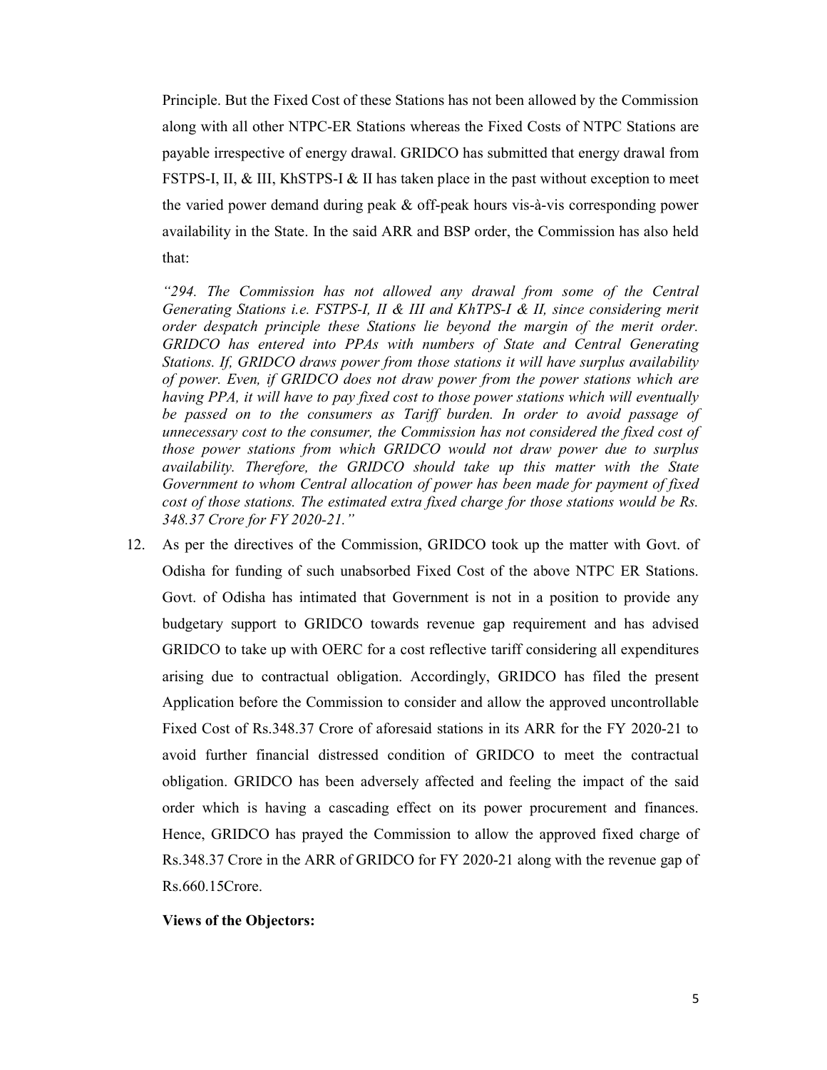Principle. But the Fixed Cost of these Stations has not been allowed by the Commission along with all other NTPC-ER Stations whereas the Fixed Costs of NTPC Stations are payable irrespective of energy drawal. GRIDCO has submitted that energy drawal from FSTPS-I, II, & III, KhSTPS-I & II has taken place in the past without exception to meet the varied power demand during peak & off-peak hours vis-à-vis corresponding power availability in the State. In the said ARR and BSP order, the Commission has also held that:

*"294. The Commission has not allowed any drawal from some of the Central Generating Stations i.e. FSTPS-I, II & III and KhTPS-I & II, since considering merit order despatch principle these Stations lie beyond the margin of the merit order. GRIDCO has entered into PPAs with numbers of State and Central Generating Stations. If, GRIDCO draws power from those stations it will have surplus availability of power. Even, if GRIDCO does not draw power from the power stations which are having PPA, it will have to pay fixed cost to those power stations which will eventually be passed on to the consumers as Tariff burden. In order to avoid passage of unnecessary cost to the consumer, the Commission has not considered the fixed cost of those power stations from which GRIDCO would not draw power due to surplus availability. Therefore, the GRIDCO should take up this matter with the State Government to whom Central allocation of power has been made for payment of fixed cost of those stations. The estimated extra fixed charge for those stations would be Rs. 348.37 Crore for FY 2020-21."*

12. As per the directives of the Commission, GRIDCO took up the matter with Govt. of Odisha for funding of such unabsorbed Fixed Cost of the above NTPC ER Stations. Govt. of Odisha has intimated that Government is not in a position to provide any budgetary support to GRIDCO towards revenue gap requirement and has advised GRIDCO to take up with OERC for a cost reflective tariff considering all expenditures arising due to contractual obligation. Accordingly, GRIDCO has filed the present Application before the Commission to consider and allow the approved uncontrollable Fixed Cost of Rs.348.37 Crore of aforesaid stations in its ARR for the FY 2020-21 to avoid further financial distressed condition of GRIDCO to meet the contractual obligation. GRIDCO has been adversely affected and feeling the impact of the said order which is having a cascading effect on its power procurement and finances. Hence, GRIDCO has prayed the Commission to allow the approved fixed charge of Rs.348.37 Crore in the ARR of GRIDCO for FY 2020-21 along with the revenue gap of Rs.660.15Crore.

**Views of the Objectors:**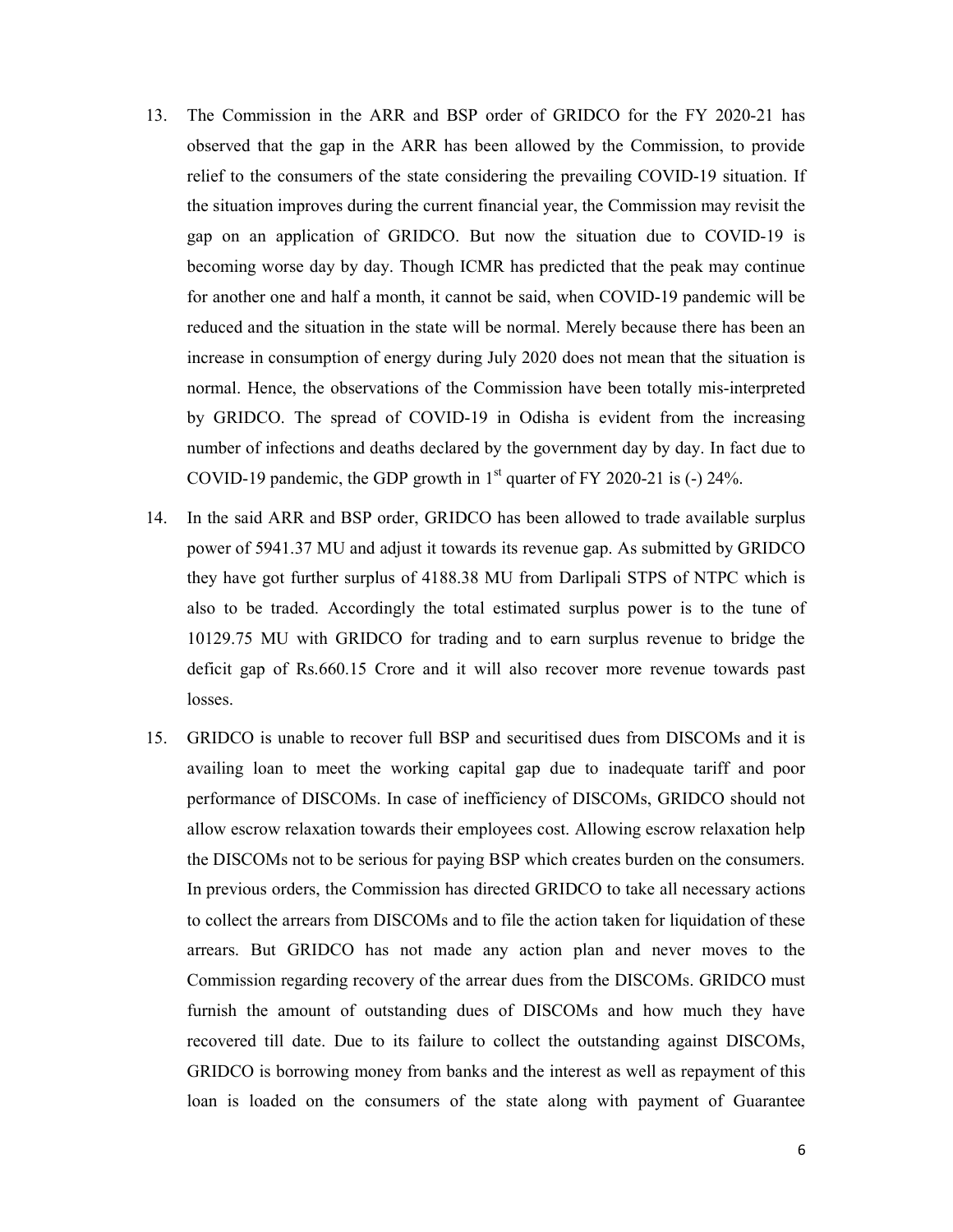13. The Commission in the ARR and BSP order of GRIDCO for the FY 2020-21 has observed that the gap in the ARR has been allowed by the Commission, to provide relief to the consumers of the state considering the prevailing COVID-19 situation. If the situation improves during the current financial year, the Commission may revisit the gap on an application of GRIDCO. But now the situation due to COVID-19 is becoming worse day by day. Though ICMR has predicted that the peak may continue for another one and half a month, it cannot be said, when COVID-19 pandemic will be reduced and the situation in the state will be normal. Merely because there has been an increase in consumption of energy during July 2020 does not mean that the situation is normal. Hence, the observations of the Commission have been totally mis-interpreted by GRIDCO. The spread of COVID-19 in Odisha is evident from the increasing number of infections and deaths declared by the government day by day. In fact due to COVID-19 pandemic, the GDP growth in 1st quarter of FY 2020-21 is (-) 24%.

14. In the said ARR and BSP order, GRIDCO has been allowed to trade available surplus power of 5941.37 MU and adjust it towards its revenue gap. As submitted by GRIDCO they have got further surplus of 4188.38 MU from Darlipali STPS of NTPC which is also to be traded. Accordingly the total estimated surplus power is to the tune of 10129.75 MU with GRIDCO for trading and to earn surplus revenue to bridge the deficit gap of Rs.660.15 Crore and it will also recover more revenue towards past losses.

15. GRIDCO is unable to recover full BSP and securitised dues from DISCOMs and it is availing loan to meet the working capital gap due to inadequate tariff and poor performance of DISCOMs. In case of inefficiency of DISCOMs, GRIDCO should not allow escrow relaxation towards their employees cost. Allowing escrow relaxation help the DISCOMs not to be serious for paying BSP which creates burden on the consumers. In previous orders, the Commission has directed GRIDCO to take all necessary actions to collect the arrears from DISCOMs and to file the action taken for liquidation of these arrears. But GRIDCO has not made any action plan and never moves to the Commission regarding recovery of the arrear dues from the DISCOMs. GRIDCO must furnish the amount of outstanding dues of DISCOMs and how much they have recovered till date. Due to its failure to collect the outstanding against DISCOMs, GRIDCO is borrowing money from banks and the interest as well as repayment of this loan is loaded on the consumers of the state along with payment of Guarantee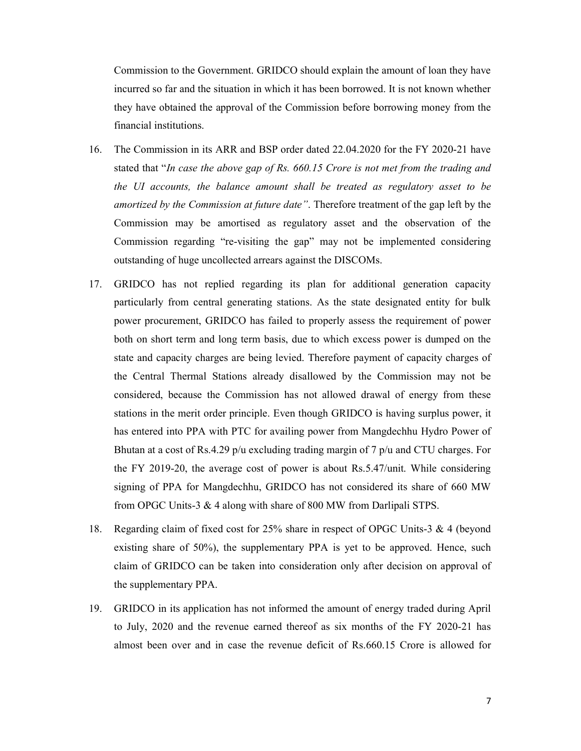Commission to the Government. GRIDCO should explain the amount of loan they have incurred so far and the situation in which it has been borrowed. It is not known whether they have obtained the approval of the Commission before borrowing money from the financial institutions.

16. The Commission in its ARR and BSP order dated 22.04.2020 for the FY 2020-21 have stated that "*In case the above gap of Rs. 660.15 Crore is not met from the trading and the UI accounts, the balance amount shall be treated as regulatory asset to be amortized by the Commission at future date*". Therefore treatment of the gap left by the Commission may be amortised as regulatory asset and the observation of the Commission regarding "re-visiting the gap" may not be implemented considering outstanding of huge uncollected arrears against the DISCOMs.

17. GRIDCO has not replied regarding its plan for additional generation capacity particularly from central generating stations. As the state designated entity for bulk power procurement, GRIDCO has failed to properly assess the requirement of power both on short term and long term basis, due to which excess power is dumped on the state and capacity charges are being levied. Therefore payment of capacity charges of the Central Thermal Stations already disallowed by the Commission may not be considered, because the Commission has not allowed drawal of energy from these stations in the merit order principle. Even though GRIDCO is having surplus power, it has entered into PPA with PTC for availing power from Mangdechhu Hydro Power of Bhutan at a cost of Rs.4.29 p/u excluding trading margin of 7 p/u and CTU charges. For the FY 2019-20, the average cost of power is about Rs.5.47/unit. While considering signing of PPA for Mangdechhu, GRIDCO has not considered its share of 660 MW from OPGC Units-3 & 4 along with share of 800 MW from Darlipali STPS.

18. Regarding claim of fixed cost for 25% share in respect of OPGC Units-3 & 4 (beyond existing share of 50%), the supplementary PPA is yet to be approved. Hence, such claim of GRIDCO can be taken into consideration only after decision on approval of the supplementary PPA.

19. GRIDCO in its application has not informed the amount of energy traded during April to July, 2020 and the revenue earned thereof as six months of the FY 2020-21 has almost been over and in case the revenue deficit of Rs.660.15 Crore is allowed for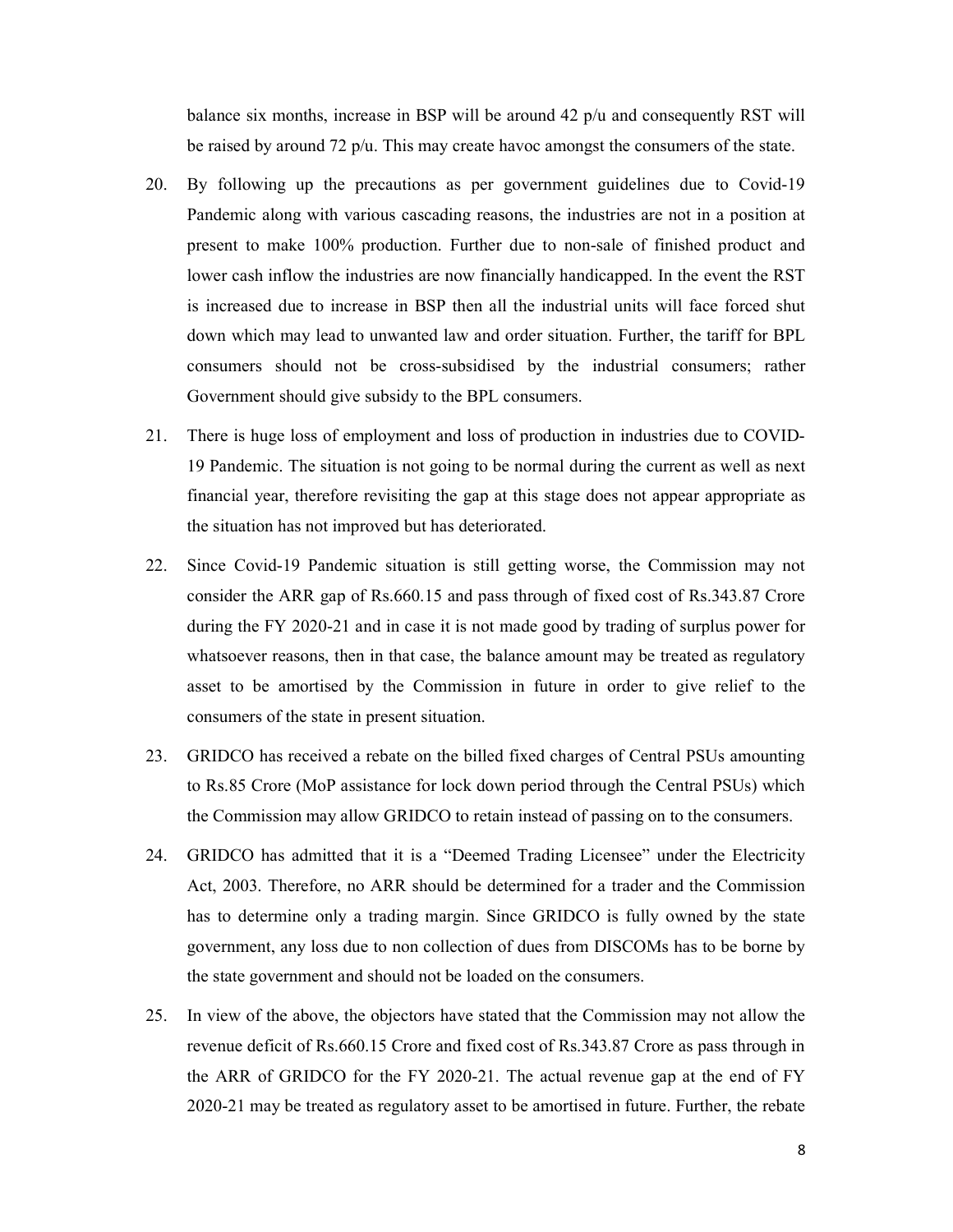balance six months, increase in BSP will be around 42 p/u and consequently RST will be raised by around 72 p/u. This may create havoc amongst the consumers of the state.

20. By following up the precautions as per government guidelines due to Covid-19 Pandemic along with various cascading reasons, the industries are not in a position at present to make 100% production. Further due to non-sale of finished product and lower cash inflow the industries are now financially handicapped. In the event the RST is increased due to increase in BSP then all the industrial units will face forced shut down which may lead to unwanted law and order situation. Further, the tariff for BPL consumers should not be cross-subsidised by the industrial consumers; rather Government should give subsidy to the BPL consumers.

21. There is huge loss of employment and loss of production in industries due to COVID-19 Pandemic. The situation is not going to be normal during the current as well as next financial year, therefore revisiting the gap at this stage does not appear appropriate as the situation has not improved but has deteriorated.

22. Since Covid-19 Pandemic situation is still getting worse, the Commission may not consider the ARR gap of Rs.660.15 and pass through of fixed cost of Rs.343.87 Crore during the FY 2020-21 and in case it is not made good by trading of surplus power for whatsoever reasons, then in that case, the balance amount may be treated as regulatory asset to be amortised by the Commission in future in order to give relief to the consumers of the state in present situation.

23. GRIDCO has received a rebate on the billed fixed charges of Central PSUs amounting to Rs.85 Crore (MoP assistance for lock down period through the Central PSUs) which the Commission may allow GRIDCO to retain instead of passing on to the consumers.

24. GRIDCO has admitted that it is a "Deemed Trading Licensee" under the Electricity Act, 2003. Therefore, no ARR should be determined for a trader and the Commission has to determine only a trading margin. Since GRIDCO is fully owned by the state government, any loss due to non collection of dues from DISCOMs has to be borne by the state government and should not be loaded on the consumers.

25. In view of the above, the objectors have stated that the Commission may not allow the revenue deficit of Rs.660.15 Crore and fixed cost of Rs.343.87 Crore as pass through in the ARR of GRIDCO for the FY 2020-21. The actual revenue gap at the end of FY 2020-21 may be treated as regulatory asset to be amortised in future. Further, the rebate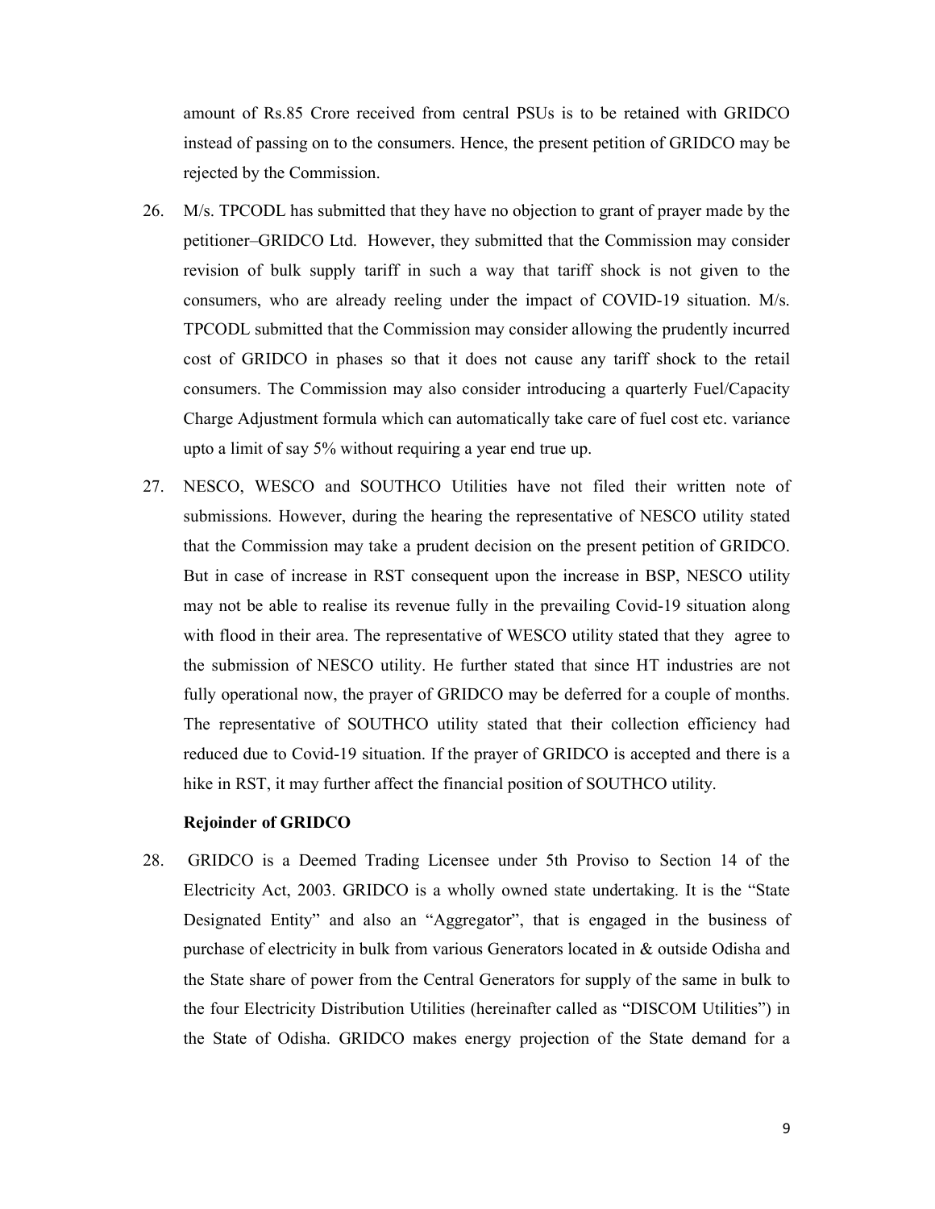amount of Rs.85 Crore received from central PSUs is to be retained with GRIDCO instead of passing on to the consumers. Hence, the present petition of GRIDCO may be rejected by the Commission.

26. M/s. TPCODL has submitted that they have no objection to grant of prayer made by the petitioner–GRIDCO Ltd. However, they submitted that the Commission may consider revision of bulk supply tariff in such a way that tariff shock is not given to the consumers, who are already reeling under the impact of COVID-19 situation. M/s. TPCODL submitted that the Commission may consider allowing the prudently incurred cost of GRIDCO in phases so that it does not cause any tariff shock to the retail consumers. The Commission may also consider introducing a quarterly Fuel/Capacity Charge Adjustment formula which can automatically take care of fuel cost etc. variance upto a limit of say 5% without requiring a year end true up.

27. NESCO, WESCO and SOUTHCO Utilities have not filed their written note of submissions. However, during the hearing the representative of NESCO utility stated that the Commission may take a prudent decision on the present petition of GRIDCO. But in case of increase in RST consequent upon the increase in BSP, NESCO utility may not be able to realise its revenue fully in the prevailing Covid-19 situation along with flood in their area. The representative of WESCO utility stated that they agree to the submission of NESCO utility. He further stated that since HT industries are not fully operational now, the prayer of GRIDCO may be deferred for a couple of months. The representative of SOUTHCO utility stated that their collection efficiency had reduced due to Covid-19 situation. If the prayer of GRIDCO is accepted and there is a hike in RST, it may further affect the financial position of SOUTHCO utility.

**Rejoinder of GRIDCO**

28. GRIDCO is a Deemed Trading Licensee under 5th Proviso to Section 14 of the Electricity Act, 2003. GRIDCO is a wholly owned state undertaking. It is the "State Designated Entity" and also an "Aggregator", that is engaged in the business of purchase of electricity in bulk from various Generators located in & outside Odisha and the State share of power from the Central Generators for supply of the same in bulk to the four Electricity Distribution Utilities (hereinafter called as "DISCOM Utilities") in the State of Odisha. GRIDCO makes energy projection of the State demand for a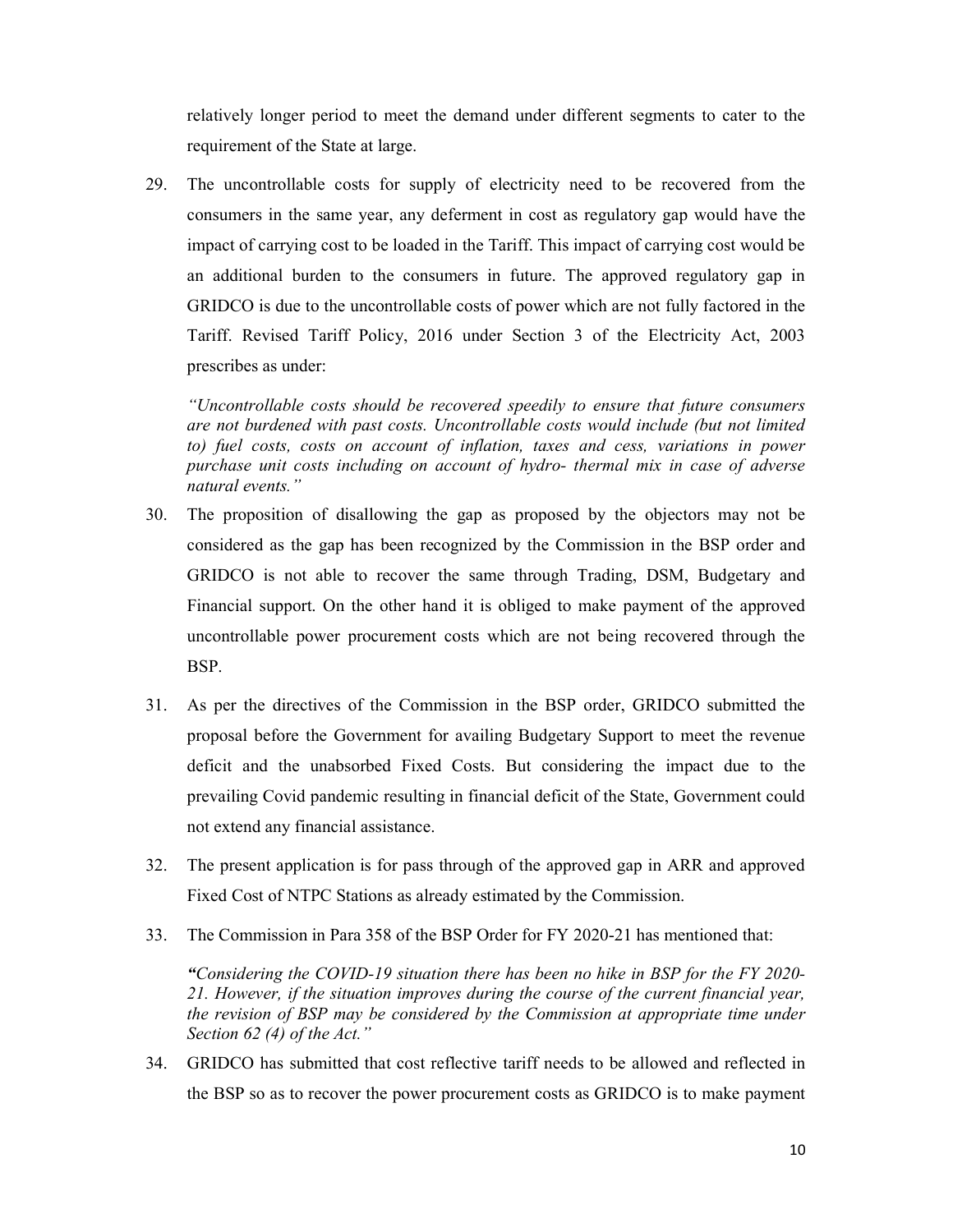relatively longer period to meet the demand under different segments to cater to the requirement of the State at large.

29. The uncontrollable costs for supply of electricity need to be recovered from the consumers in the same year, any deferment in cost as regulatory gap would have the impact of carrying cost to be loaded in the Tariff. This impact of carrying cost would be an additional burden to the consumers in future. The approved regulatory gap in GRIDCO is due to the uncontrollable costs of power which are not fully factored in the Tariff. Revised Tariff Policy, 2016 under Section 3 of the Electricity Act, 2003 prescribes as under:

    *"Uncontrollable costs should be recovered speedily to ensure that future consumers are not burdened with past costs. Uncontrollable costs would include (but not limited to) fuel costs, costs on account of inflation, taxes and cess, variations in power purchase unit costs including on account of hydro- thermal mix in case of adverse natural events."*

30. The proposition of disallowing the gap as proposed by the objectors may not be considered as the gap has been recognized by the Commission in the BSP order and GRIDCO is not able to recover the same through Trading, DSM, Budgetary and Financial support. On the other hand it is obliged to make payment of the approved uncontrollable power procurement costs which are not being recovered through the BSP.

31. As per the directives of the Commission in the BSP order, GRIDCO submitted the proposal before the Government for availing Budgetary Support to meet the revenue deficit and the unabsorbed Fixed Costs. But considering the impact due to the prevailing Covid pandemic resulting in financial deficit of the State, Government could not extend any financial assistance.

32. The present application is for pass through of the approved gap in ARR and approved Fixed Cost of NTPC Stations as already estimated by the Commission.

33. The Commission in Para 358 of the BSP Order for FY 2020-21 has mentioned that:

    *"Considering the COVID-19 situation there has been no hike in BSP for the FY 2020-21. However, if the situation improves during the course of the current financial year, the revision of BSP may be considered by the Commission at appropriate time under Section 62 (4) of the Act."*

34. GRIDCO has submitted that cost reflective tariff needs to be allowed and reflected in the BSP so as to recover the power procurement costs as GRIDCO is to make payment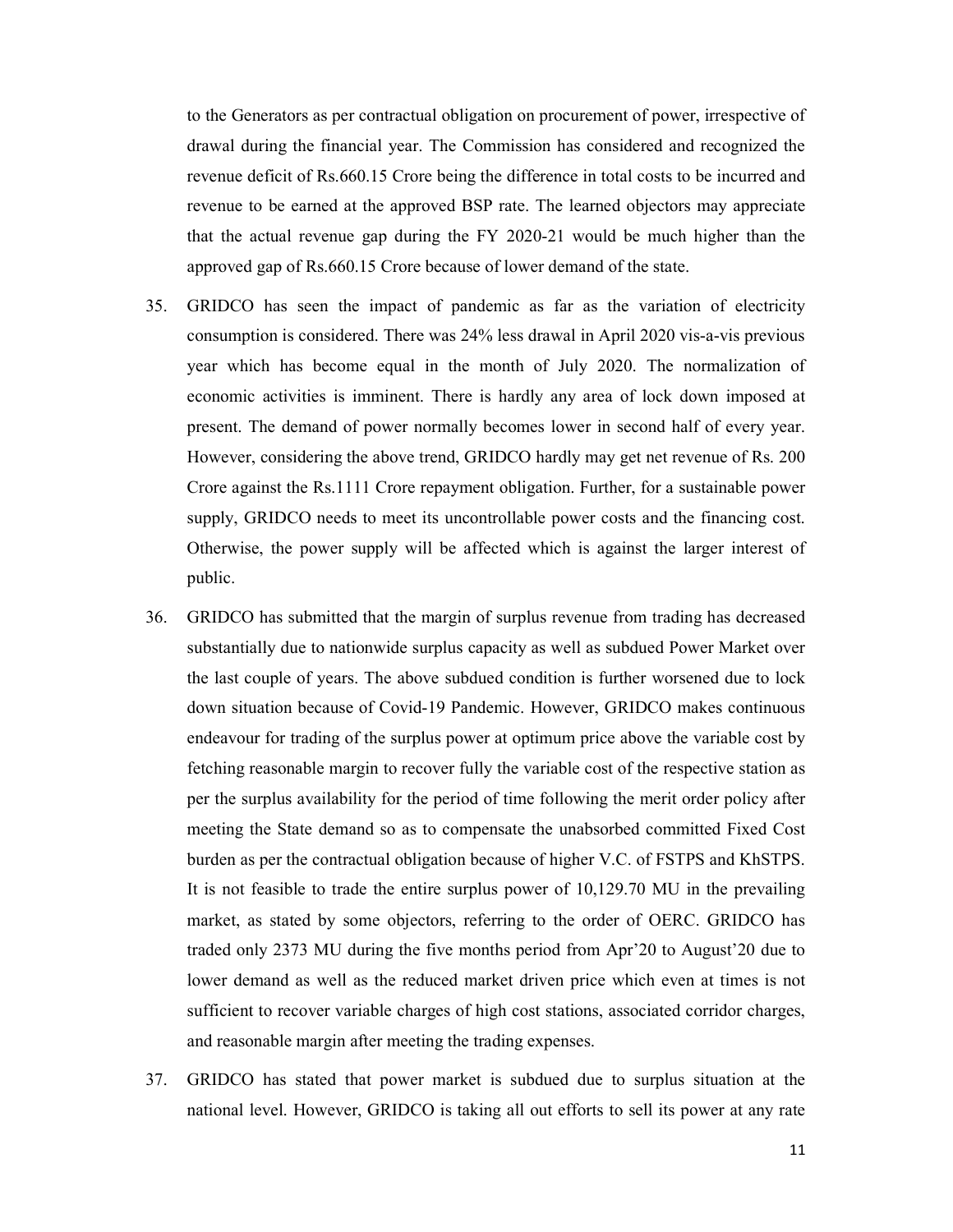to the Generators as per contractual obligation on procurement of power, irrespective of drawal during the financial year. The Commission has considered and recognized the revenue deficit of Rs.660.15 Crore being the difference in total costs to be incurred and revenue to be earned at the approved BSP rate. The learned objectors may appreciate that the actual revenue gap during the FY 2020-21 would be much higher than the approved gap of Rs.660.15 Crore because of lower demand of the state.

35. GRIDCO has seen the impact of pandemic as far as the variation of electricity consumption is considered. There was 24% less drawal in April 2020 vis-a-vis previous year which has become equal in the month of July 2020. The normalization of economic activities is imminent. There is hardly any area of lock down imposed at present. The demand of power normally becomes lower in second half of every year. However, considering the above trend, GRIDCO hardly may get net revenue of Rs. 200 Crore against the Rs.1111 Crore repayment obligation. Further, for a sustainable power supply, GRIDCO needs to meet its uncontrollable power costs and the financing cost. Otherwise, the power supply will be affected which is against the larger interest of public.

36. GRIDCO has submitted that the margin of surplus revenue from trading has decreased substantially due to nationwide surplus capacity as well as subdued Power Market over the last couple of years. The above subdued condition is further worsened due to lock down situation because of Covid-19 Pandemic. However, GRIDCO makes continuous endeavour for trading of the surplus power at optimum price above the variable cost by fetching reasonable margin to recover fully the variable cost of the respective station as per the surplus availability for the period of time following the merit order policy after meeting the State demand so as to compensate the unabsorbed committed Fixed Cost burden as per the contractual obligation because of higher V.C. of FSTPS and KhSTPS. It is not feasible to trade the entire surplus power of 10,129.70 MU in the prevailing market, as stated by some objectors, referring to the order of OERC. GRIDCO has traded only 2373 MU during the five months period from Apr'20 to August'20 due to lower demand as well as the reduced market driven price which even at times is not sufficient to recover variable charges of high cost stations, associated corridor charges, and reasonable margin after meeting the trading expenses.

37. GRIDCO has stated that power market is subdued due to surplus situation at the national level. However, GRIDCO is taking all out efforts to sell its power at any rate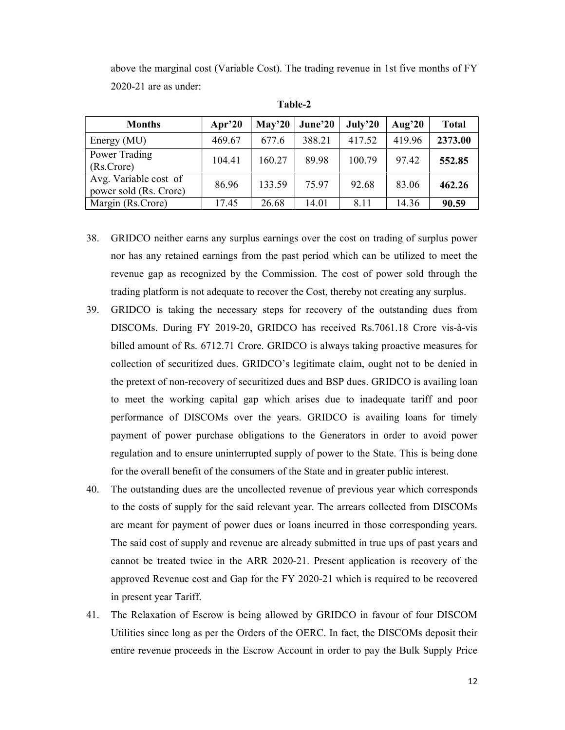above the marginal cost (Variable Cost). The trading revenue in 1st five months of FY 2020-21 are as under:

**Table-2**

| Months | Apr'20 | May'20 | June'20 | July'20 | Aug'20 | Total |
|---|---|---|---|---|---|---|
| Energy (MU) | 469.67 | 677.6 | 388.21 | 417.52 | 419.96 | **2373.00** |
| Power Trading (Rs.Crore) | 104.41 | 160.27 | 89.98 | 100.79 | 97.42 | **552.85** |
| Avg. Variable cost of power sold (Rs. Crore) | 86.96 | 133.59 | 75.97 | 92.68 | 83.06 | **462.26** |
| Margin (Rs.Crore) | 17.45 | 26.68 | 14.01 | 8.11 | 14.36 | **90.59** |

38. GRIDCO neither earns any surplus earnings over the cost on trading of surplus power nor has any retained earnings from the past period which can be utilized to meet the revenue gap as recognized by the Commission. The cost of power sold through the trading platform is not adequate to recover the Cost, thereby not creating any surplus.

39. GRIDCO is taking the necessary steps for recovery of the outstanding dues from DISCOMs. During FY 2019-20, GRIDCO has received Rs.7061.18 Crore vis-à-vis billed amount of Rs. 6712.71 Crore. GRIDCO is always taking proactive measures for collection of securitized dues. GRIDCO's legitimate claim, ought not to be denied in the pretext of non-recovery of securitized dues and BSP dues. GRIDCO is availing loan to meet the working capital gap which arises due to inadequate tariff and poor performance of DISCOMs over the years. GRIDCO is availing loans for timely payment of power purchase obligations to the Generators in order to avoid power regulation and to ensure uninterrupted supply of power to the State. This is being done for the overall benefit of the consumers of the State and in greater public interest.

40. The outstanding dues are the uncollected revenue of previous year which corresponds to the costs of supply for the said relevant year. The arrears collected from DISCOMs are meant for payment of power dues or loans incurred in those corresponding years. The said cost of supply and revenue are already submitted in true ups of past years and cannot be treated twice in the ARR 2020-21. Present application is recovery of the approved Revenue cost and Gap for the FY 2020-21 which is required to be recovered in present year Tariff.

41. The Relaxation of Escrow is being allowed by GRIDCO in favour of four DISCOM Utilities since long as per the Orders of the OERC. In fact, the DISCOMs deposit their entire revenue proceeds in the Escrow Account in order to pay the Bulk Supply Price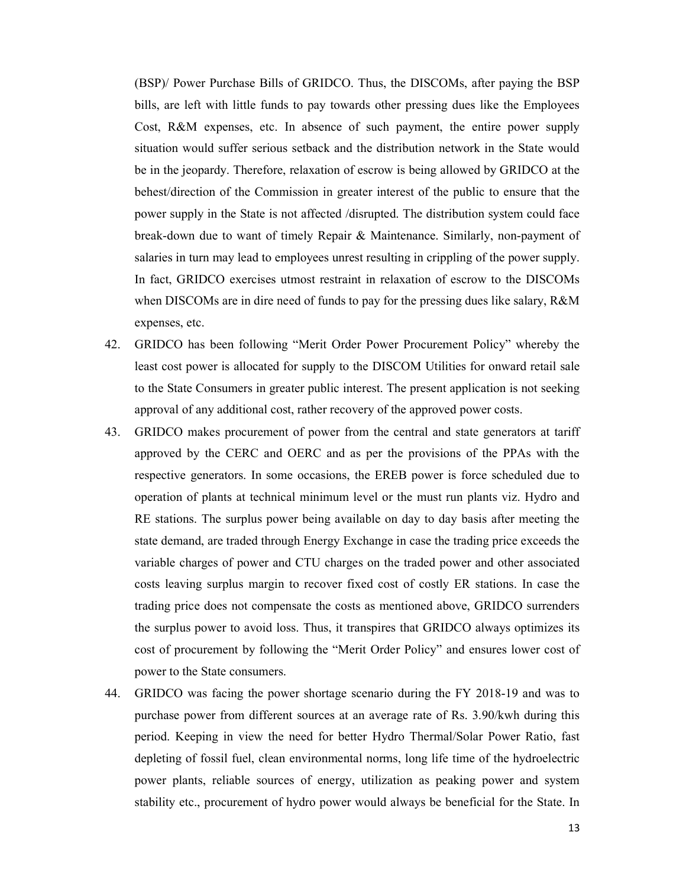(BSP)/ Power Purchase Bills of GRIDCO. Thus, the DISCOMs, after paying the BSP bills, are left with little funds to pay towards other pressing dues like the Employees Cost, R&M expenses, etc. In absence of such payment, the entire power supply situation would suffer serious setback and the distribution network in the State would be in the jeopardy. Therefore, relaxation of escrow is being allowed by GRIDCO at the behest/direction of the Commission in greater interest of the public to ensure that the power supply in the State is not affected /disrupted. The distribution system could face break-down due to want of timely Repair & Maintenance. Similarly, non-payment of salaries in turn may lead to employees unrest resulting in crippling of the power supply. In fact, GRIDCO exercises utmost restraint in relaxation of escrow to the DISCOMs when DISCOMs are in dire need of funds to pay for the pressing dues like salary, R&M expenses, etc.

42. GRIDCO has been following "Merit Order Power Procurement Policy" whereby the least cost power is allocated for supply to the DISCOM Utilities for onward retail sale to the State Consumers in greater public interest. The present application is not seeking approval of any additional cost, rather recovery of the approved power costs.

43. GRIDCO makes procurement of power from the central and state generators at tariff approved by the CERC and OERC and as per the provisions of the PPAs with the respective generators. In some occasions, the EREB power is force scheduled due to operation of plants at technical minimum level or the must run plants viz. Hydro and RE stations. The surplus power being available on day to day basis after meeting the state demand, are traded through Energy Exchange in case the trading price exceeds the variable charges of power and CTU charges on the traded power and other associated costs leaving surplus margin to recover fixed cost of costly ER stations. In case the trading price does not compensate the costs as mentioned above, GRIDCO surrenders the surplus power to avoid loss. Thus, it transpires that GRIDCO always optimizes its cost of procurement by following the "Merit Order Policy" and ensures lower cost of power to the State consumers.

44. GRIDCO was facing the power shortage scenario during the FY 2018-19 and was to purchase power from different sources at an average rate of Rs. 3.90/kwh during this period. Keeping in view the need for better Hydro Thermal/Solar Power Ratio, fast depleting of fossil fuel, clean environmental norms, long life time of the hydroelectric power plants, reliable sources of energy, utilization as peaking power and system stability etc., procurement of hydro power would always be beneficial for the State. In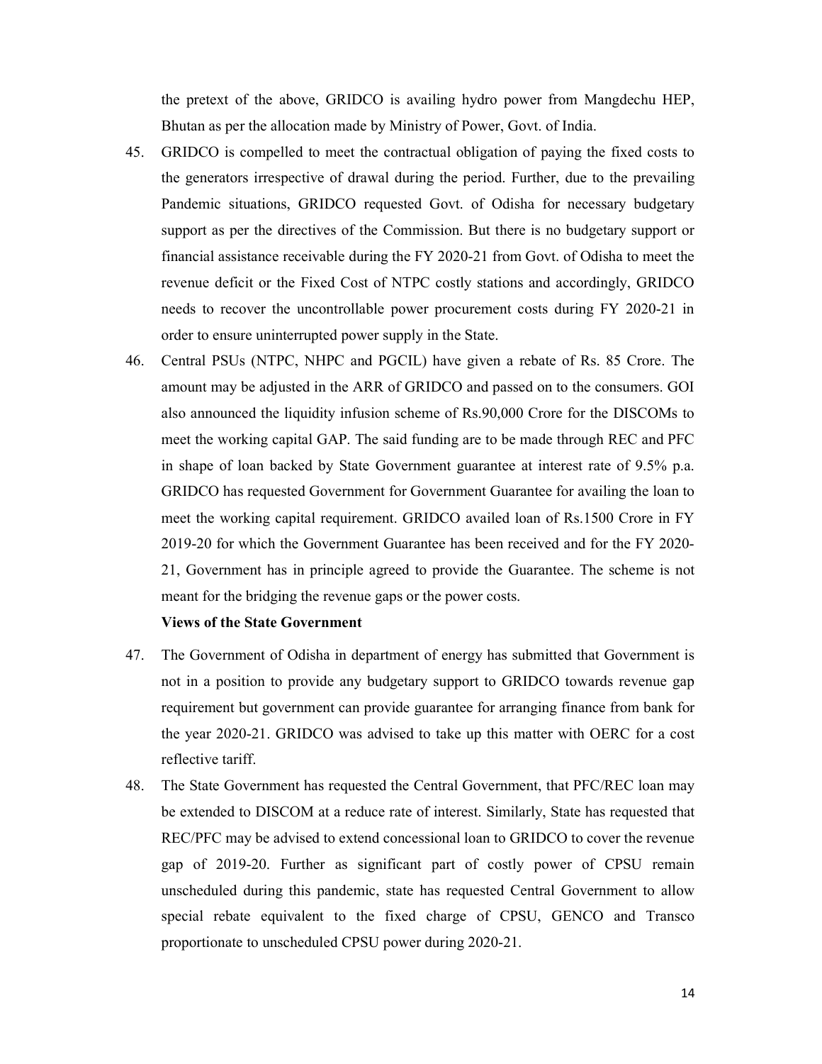the pretext of the above, GRIDCO is availing hydro power from Mangdechu HEP, Bhutan as per the allocation made by Ministry of Power, Govt. of India.

45. GRIDCO is compelled to meet the contractual obligation of paying the fixed costs to the generators irrespective of drawal during the period. Further, due to the prevailing Pandemic situations, GRIDCO requested Govt. of Odisha for necessary budgetary support as per the directives of the Commission. But there is no budgetary support or financial assistance receivable during the FY 2020-21 from Govt. of Odisha to meet the revenue deficit or the Fixed Cost of NTPC costly stations and accordingly, GRIDCO needs to recover the uncontrollable power procurement costs during FY 2020-21 in order to ensure uninterrupted power supply in the State.

46. Central PSUs (NTPC, NHPC and PGCIL) have given a rebate of Rs. 85 Crore. The amount may be adjusted in the ARR of GRIDCO and passed on to the consumers. GOI also announced the liquidity infusion scheme of Rs.90,000 Crore for the DISCOMs to meet the working capital GAP. The said funding are to be made through REC and PFC in shape of loan backed by State Government guarantee at interest rate of 9.5% p.a. GRIDCO has requested Government for Government Guarantee for availing the loan to meet the working capital requirement. GRIDCO availed loan of Rs.1500 Crore in FY 2019-20 for which the Government Guarantee has been received and for the FY 2020-21, Government has in principle agreed to provide the Guarantee. The scheme is not meant for the bridging the revenue gaps or the power costs.

**Views of the State Government**

47. The Government of Odisha in department of energy has submitted that Government is not in a position to provide any budgetary support to GRIDCO towards revenue gap requirement but government can provide guarantee for arranging finance from bank for the year 2020-21. GRIDCO was advised to take up this matter with OERC for a cost reflective tariff.

48. The State Government has requested the Central Government, that PFC/REC loan may be extended to DISCOM at a reduce rate of interest. Similarly, State has requested that REC/PFC may be advised to extend concessional loan to GRIDCO to cover the revenue gap of 2019-20. Further as significant part of costly power of CPSU remain unscheduled during this pandemic, state has requested Central Government to allow special rebate equivalent to the fixed charge of CPSU, GENCO and Transco proportionate to unscheduled CPSU power during 2020-21.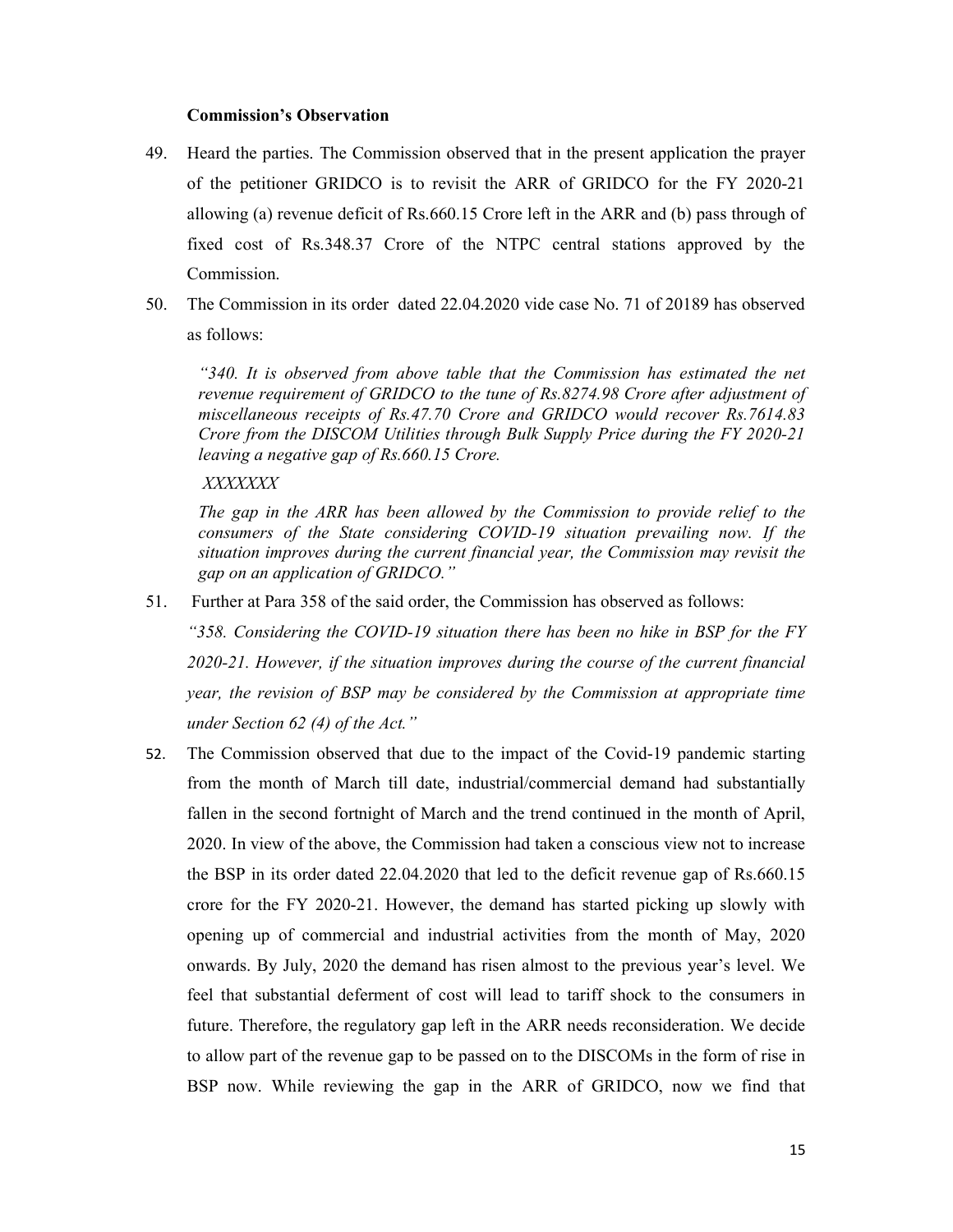**Commission's Observation**

49. Heard the parties. The Commission observed that in the present application the prayer of the petitioner GRIDCO is to revisit the ARR of GRIDCO for the FY 2020-21 allowing (a) revenue deficit of Rs.660.15 Crore left in the ARR and (b) pass through of fixed cost of Rs.348.37 Crore of the NTPC central stations approved by the Commission.

50. The Commission in its order dated 22.04.2020 vide case No. 71 of 20189 has observed as follows:

> *"340. It is observed from above table that the Commission has estimated the net revenue requirement of GRIDCO to the tune of Rs.8274.98 Crore after adjustment of miscellaneous receipts of Rs.47.70 Crore and GRIDCO would recover Rs.7614.83 Crore from the DISCOM Utilities through Bulk Supply Price during the FY 2020-21 leaving a negative gap of Rs.660.15 Crore.*
>
> *XXXXXXX*
>
> *The gap in the ARR has been allowed by the Commission to provide relief to the consumers of the State considering COVID-19 situation prevailing now. If the situation improves during the current financial year, the Commission may revisit the gap on an application of GRIDCO."*

51. Further at Para 358 of the said order, the Commission has observed as follows:

*"358. Considering the COVID-19 situation there has been no hike in BSP for the FY 2020-21. However, if the situation improves during the course of the current financial year, the revision of BSP may be considered by the Commission at appropriate time under Section 62 (4) of the Act."*

52. The Commission observed that due to the impact of the Covid-19 pandemic starting from the month of March till date, industrial/commercial demand had substantially fallen in the second fortnight of March and the trend continued in the month of April, 2020. In view of the above, the Commission had taken a conscious view not to increase the BSP in its order dated 22.04.2020 that led to the deficit revenue gap of Rs.660.15 crore for the FY 2020-21. However, the demand has started picking up slowly with opening up of commercial and industrial activities from the month of May, 2020 onwards. By July, 2020 the demand has risen almost to the previous year's level. We feel that substantial deferment of cost will lead to tariff shock to the consumers in future. Therefore, the regulatory gap left in the ARR needs reconsideration. We decide to allow part of the revenue gap to be passed on to the DISCOMs in the form of rise in BSP now. While reviewing the gap in the ARR of GRIDCO, now we find that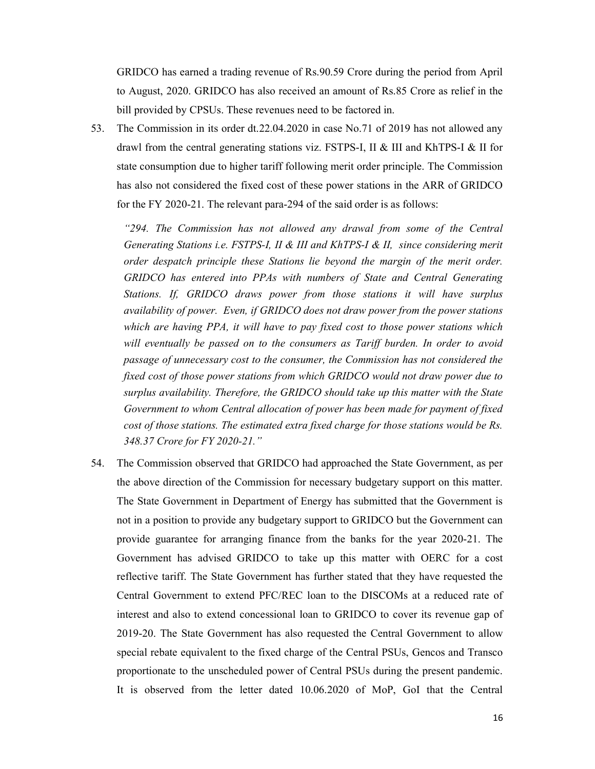GRIDCO has earned a trading revenue of Rs.90.59 Crore during the period from April to August, 2020. GRIDCO has also received an amount of Rs.85 Crore as relief in the bill provided by CPSUs. These revenues need to be factored in.

53. The Commission in its order dt.22.04.2020 in case No.71 of 2019 has not allowed any drawl from the central generating stations viz. FSTPS-I, II & III and KhTPS-I & II for state consumption due to higher tariff following merit order principle. The Commission has also not considered the fixed cost of these power stations in the ARR of GRIDCO for the FY 2020-21. The relevant para-294 of the said order is as follows:

    *"294. The Commission has not allowed any drawal from some of the Central Generating Stations i.e. FSTPS-I, II & III and KhTPS-I & II, since considering merit order despatch principle these Stations lie beyond the margin of the merit order. GRIDCO has entered into PPAs with numbers of State and Central Generating Stations. If, GRIDCO draws power from those stations it will have surplus availability of power. Even, if GRIDCO does not draw power from the power stations which are having PPA, it will have to pay fixed cost to those power stations which will eventually be passed on to the consumers as Tariff burden. In order to avoid passage of unnecessary cost to the consumer, the Commission has not considered the fixed cost of those power stations from which GRIDCO would not draw power due to surplus availability. Therefore, the GRIDCO should take up this matter with the State Government to whom Central allocation of power has been made for payment of fixed cost of those stations. The estimated extra fixed charge for those stations would be Rs. 348.37 Crore for FY 2020-21."*

54. The Commission observed that GRIDCO had approached the State Government, as per the above direction of the Commission for necessary budgetary support on this matter. The State Government in Department of Energy has submitted that the Government is not in a position to provide any budgetary support to GRIDCO but the Government can provide guarantee for arranging finance from the banks for the year 2020-21. The Government has advised GRIDCO to take up this matter with OERC for a cost reflective tariff. The State Government has further stated that they have requested the Central Government to extend PFC/REC loan to the DISCOMs at a reduced rate of interest and also to extend concessional loan to GRIDCO to cover its revenue gap of 2019-20. The State Government has also requested the Central Government to allow special rebate equivalent to the fixed charge of the Central PSUs, Gencos and Transco proportionate to the unscheduled power of Central PSUs during the present pandemic. It is observed from the letter dated 10.06.2020 of MoP, GoI that the Central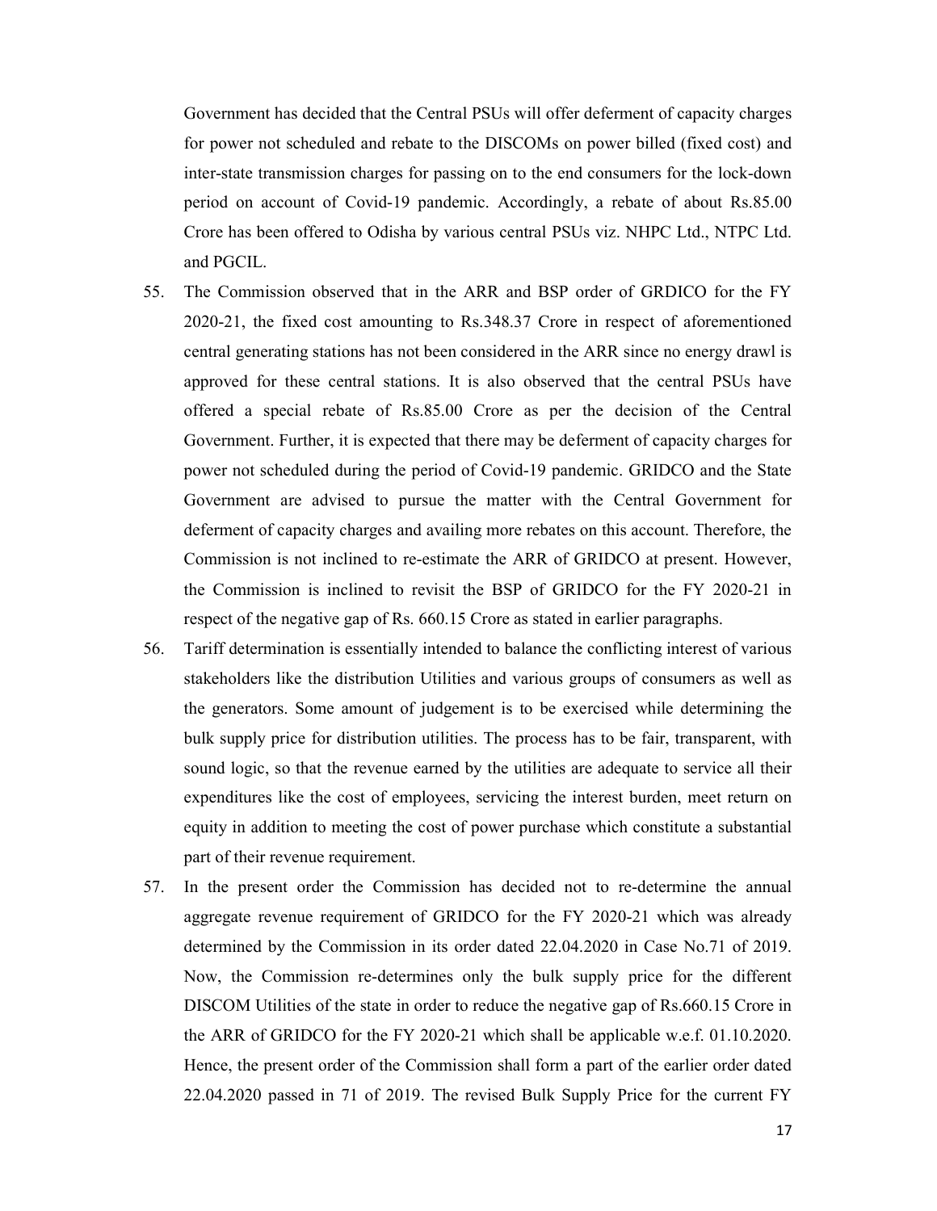Government has decided that the Central PSUs will offer deferment of capacity charges for power not scheduled and rebate to the DISCOMs on power billed (fixed cost) and inter-state transmission charges for passing on to the end consumers for the lock-down period on account of Covid-19 pandemic. Accordingly, a rebate of about Rs.85.00 Crore has been offered to Odisha by various central PSUs viz. NHPC Ltd., NTPC Ltd. and PGCIL.

55. The Commission observed that in the ARR and BSP order of GRDICO for the FY 2020-21, the fixed cost amounting to Rs.348.37 Crore in respect of aforementioned central generating stations has not been considered in the ARR since no energy drawl is approved for these central stations. It is also observed that the central PSUs have offered a special rebate of Rs.85.00 Crore as per the decision of the Central Government. Further, it is expected that there may be deferment of capacity charges for power not scheduled during the period of Covid-19 pandemic. GRIDCO and the State Government are advised to pursue the matter with the Central Government for deferment of capacity charges and availing more rebates on this account. Therefore, the Commission is not inclined to re-estimate the ARR of GRIDCO at present. However, the Commission is inclined to revisit the BSP of GRIDCO for the FY 2020-21 in respect of the negative gap of Rs. 660.15 Crore as stated in earlier paragraphs.

56. Tariff determination is essentially intended to balance the conflicting interest of various stakeholders like the distribution Utilities and various groups of consumers as well as the generators. Some amount of judgement is to be exercised while determining the bulk supply price for distribution utilities. The process has to be fair, transparent, with sound logic, so that the revenue earned by the utilities are adequate to service all their expenditures like the cost of employees, servicing the interest burden, meet return on equity in addition to meeting the cost of power purchase which constitute a substantial part of their revenue requirement.

57. In the present order the Commission has decided not to re-determine the annual aggregate revenue requirement of GRIDCO for the FY 2020-21 which was already determined by the Commission in its order dated 22.04.2020 in Case No.71 of 2019. Now, the Commission re-determines only the bulk supply price for the different DISCOM Utilities of the state in order to reduce the negative gap of Rs.660.15 Crore in the ARR of GRIDCO for the FY 2020-21 which shall be applicable w.e.f. 01.10.2020. Hence, the present order of the Commission shall form a part of the earlier order dated 22.04.2020 passed in 71 of 2019. The revised Bulk Supply Price for the current FY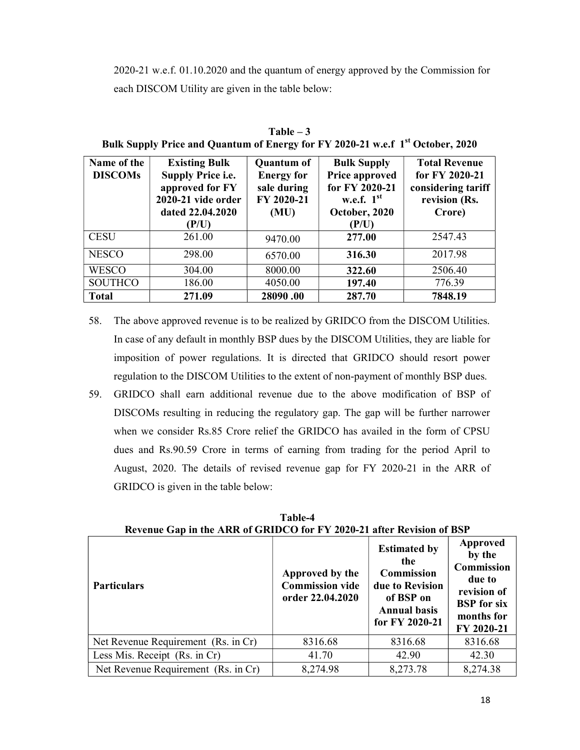2020-21 w.e.f. 01.10.2020 and the quantum of energy approved by the Commission for each DISCOM Utility are given in the table below:

**Table – 3**
**Bulk Supply Price and Quantum of Energy for FY 2020-21 w.e.f 1st October, 2020**

| Name of the DISCOMs | Existing Bulk Supply Price i.e. approved for FY 2020-21 vide order dated 22.04.2020 (P/U) | Quantum of Energy for sale during FY 2020-21 (MU) | Bulk Supply Price approved for FY 2020-21 w.e.f. 1st October, 2020 (P/U) | Total Revenue for FY 2020-21 considering tariff revision (Rs. Crore) |
|---|---|---|---|---|
| CESU | 261.00 | 9470.00 | **277.00** | 2547.43 |
| NESCO | 298.00 | 6570.00 | **316.30** | 2017.98 |
| WESCO | 304.00 | 8000.00 | **322.60** | 2506.40 |
| SOUTHCO | 186.00 | 4050.00 | **197.40** | 776.39 |
| **Total** | **271.09** | **28090 .00** | **287.70** | **7848.19** |

58. The above approved revenue is to be realized by GRIDCO from the DISCOM Utilities. In case of any default in monthly BSP dues by the DISCOM Utilities, they are liable for imposition of power regulations. It is directed that GRIDCO should resort power regulation to the DISCOM Utilities to the extent of non-payment of monthly BSP dues.

59. GRIDCO shall earn additional revenue due to the above modification of BSP of DISCOMs resulting in reducing the regulatory gap. The gap will be further narrower when we consider Rs.85 Crore relief the GRIDCO has availed in the form of CPSU dues and Rs.90.59 Crore in terms of earning from trading for the period April to August, 2020. The details of revised revenue gap for FY 2020-21 in the ARR of GRIDCO is given in the table below:

**Table-4**
**Revenue Gap in the ARR of GRIDCO for FY 2020-21 after Revision of BSP**

| Particulars | Approved by the Commission vide order 22.04.2020 | Estimated by the Commission due to Revision of BSP on Annual basis for FY 2020-21 | Approved by the Commission due to revision of BSP for six months for FY 2020-21 |
|---|---|---|---|
| Net Revenue Requirement (Rs. in Cr) | 8316.68 | 8316.68 | 8316.68 |
| Less Mis. Receipt (Rs. in Cr) | 41.70 | 42.90 | 42.30 |
| Net Revenue Requirement (Rs. in Cr) | 8,274.98 | 8,273.78 | 8,274.38 |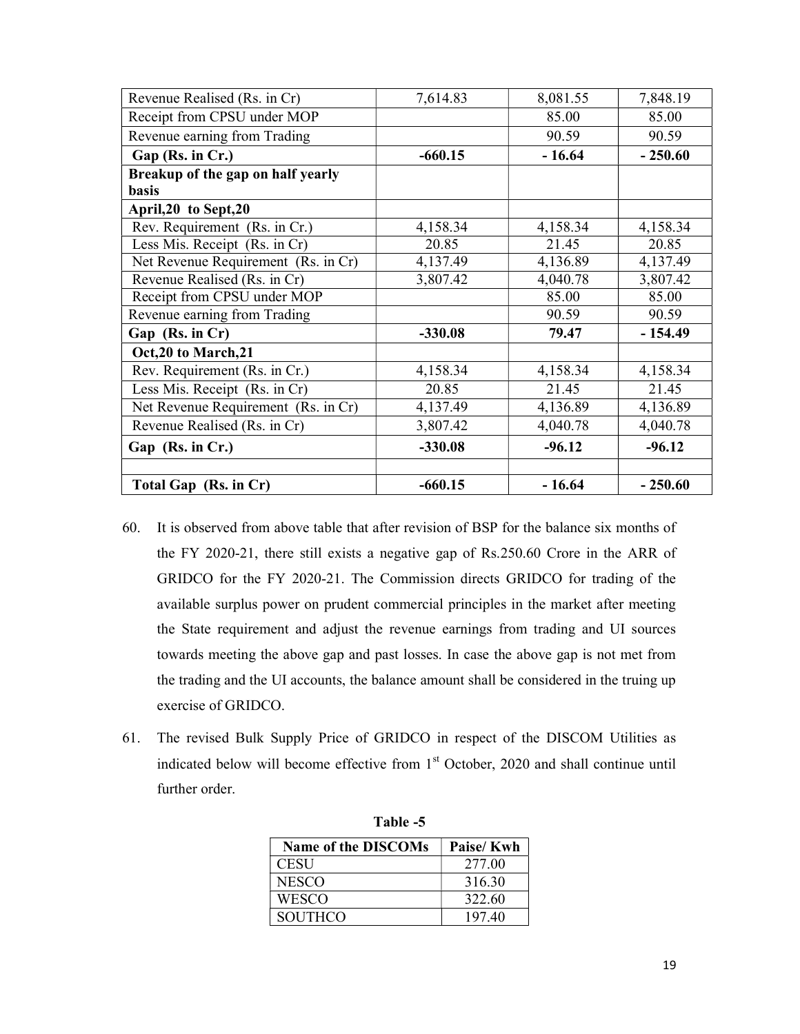| Revenue Realised (Rs. in Cr) | 7,614.83 | 8,081.55 | 7,848.19 |
|---|---|---|---|
| Receipt from CPSU under MOP | | 85.00 | 85.00 |
| Revenue earning from Trading | | 90.59 | 90.59 |
| **Gap (Rs. in Cr.)** | **-660.15** | **- 16.64** | **- 250.60** |
| **Breakup of the gap on half yearly basis** | | | |
| **April,20 to Sept,20** | | | |
| Rev. Requirement (Rs. in Cr.) | 4,158.34 | 4,158.34 | 4,158.34 |
| Less Mis. Receipt (Rs. in Cr) | 20.85 | 21.45 | 20.85 |
| Net Revenue Requirement (Rs. in Cr) | 4,137.49 | 4,136.89 | 4,137.49 |
| Revenue Realised (Rs. in Cr) | 3,807.42 | 4,040.78 | 3,807.42 |
| Receipt from CPSU under MOP | | 85.00 | 85.00 |
| Revenue earning from Trading | | 90.59 | 90.59 |
| **Gap (Rs. in Cr)** | **-330.08** | **79.47** | **- 154.49** |
| **Oct,20 to March,21** | | | |
| Rev. Requirement (Rs. in Cr.) | 4,158.34 | 4,158.34 | 4,158.34 |
| Less Mis. Receipt (Rs. in Cr) | 20.85 | 21.45 | 21.45 |
| Net Revenue Requirement (Rs. in Cr) | 4,137.49 | 4,136.89 | 4,136.89 |
| Revenue Realised (Rs. in Cr) | 3,807.42 | 4,040.78 | 4,040.78 |
| **Gap (Rs. in Cr.)** | **-330.08** | **-96.12** | **-96.12** |
| | | | |
| **Total Gap (Rs. in Cr)** | **-660.15** | **- 16.64** | **- 250.60** |

60. It is observed from above table that after revision of BSP for the balance six months of the FY 2020-21, there still exists a negative gap of Rs.250.60 Crore in the ARR of GRIDCO for the FY 2020-21. The Commission directs GRIDCO for trading of the available surplus power on prudent commercial principles in the market after meeting the State requirement and adjust the revenue earnings from trading and UI sources towards meeting the above gap and past losses. In case the above gap is not met from the trading and the UI accounts, the balance amount shall be considered in the truing up exercise of GRIDCO.

61. The revised Bulk Supply Price of GRIDCO in respect of the DISCOM Utilities as indicated below will become effective from 1st October, 2020 and shall continue until further order.

**Table -5**

| Name of the DISCOMs | Paise/ Kwh |
|---|---|
| CESU | 277.00 |
| NESCO | 316.30 |
| WESCO | 322.60 |
| SOUTHCO | 197.40 |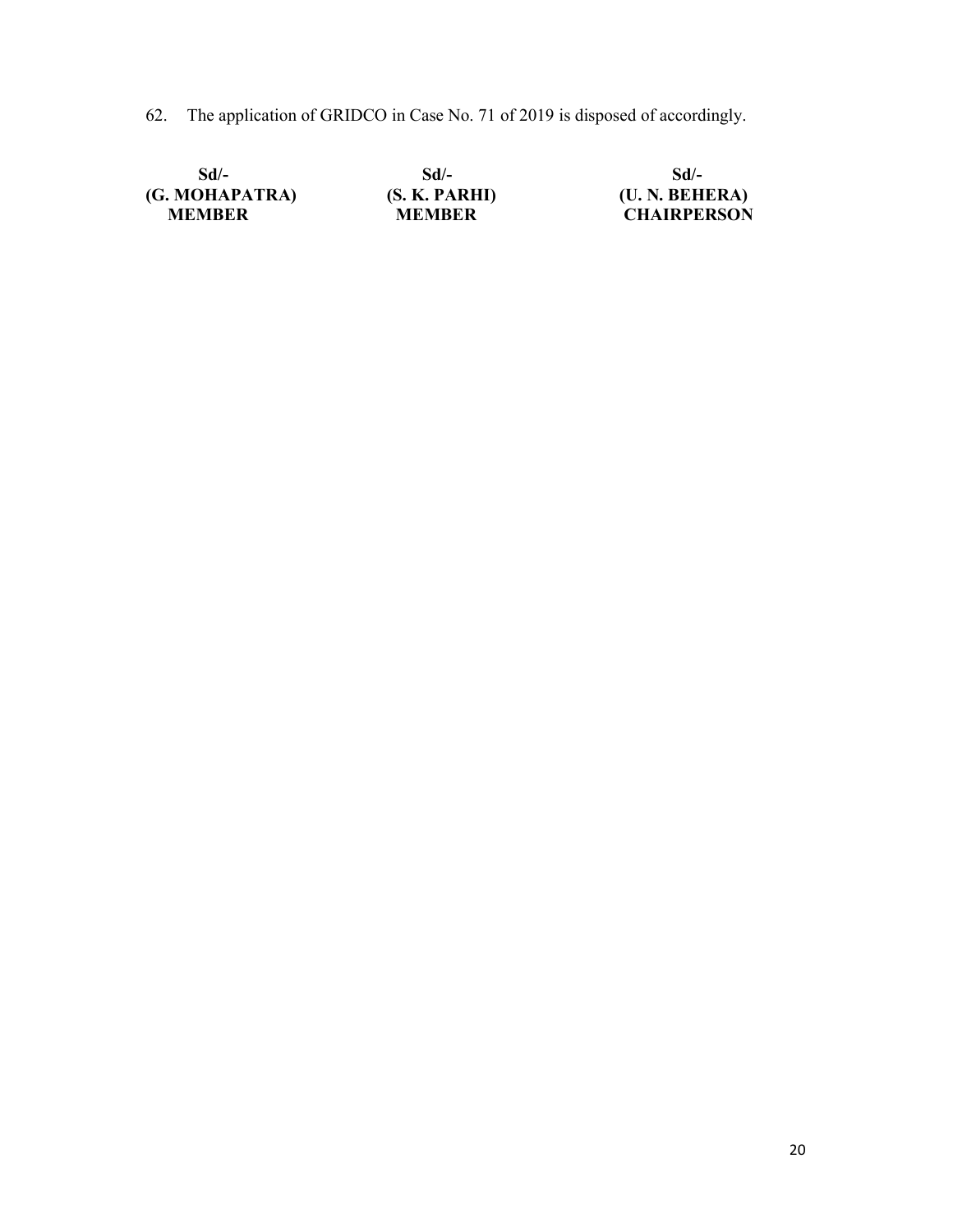62. The application of GRIDCO in Case No. 71 of 2019 is disposed of accordingly.

| | | |
|---|---|---|
| **Sd/-** | **Sd/-** | **Sd/-** |
| **(G. MOHAPATRA)** | **(S. K. PARHI)** | **(U. N. BEHERA)** |
| **MEMBER** | **MEMBER** | **CHAIRPERSON** |